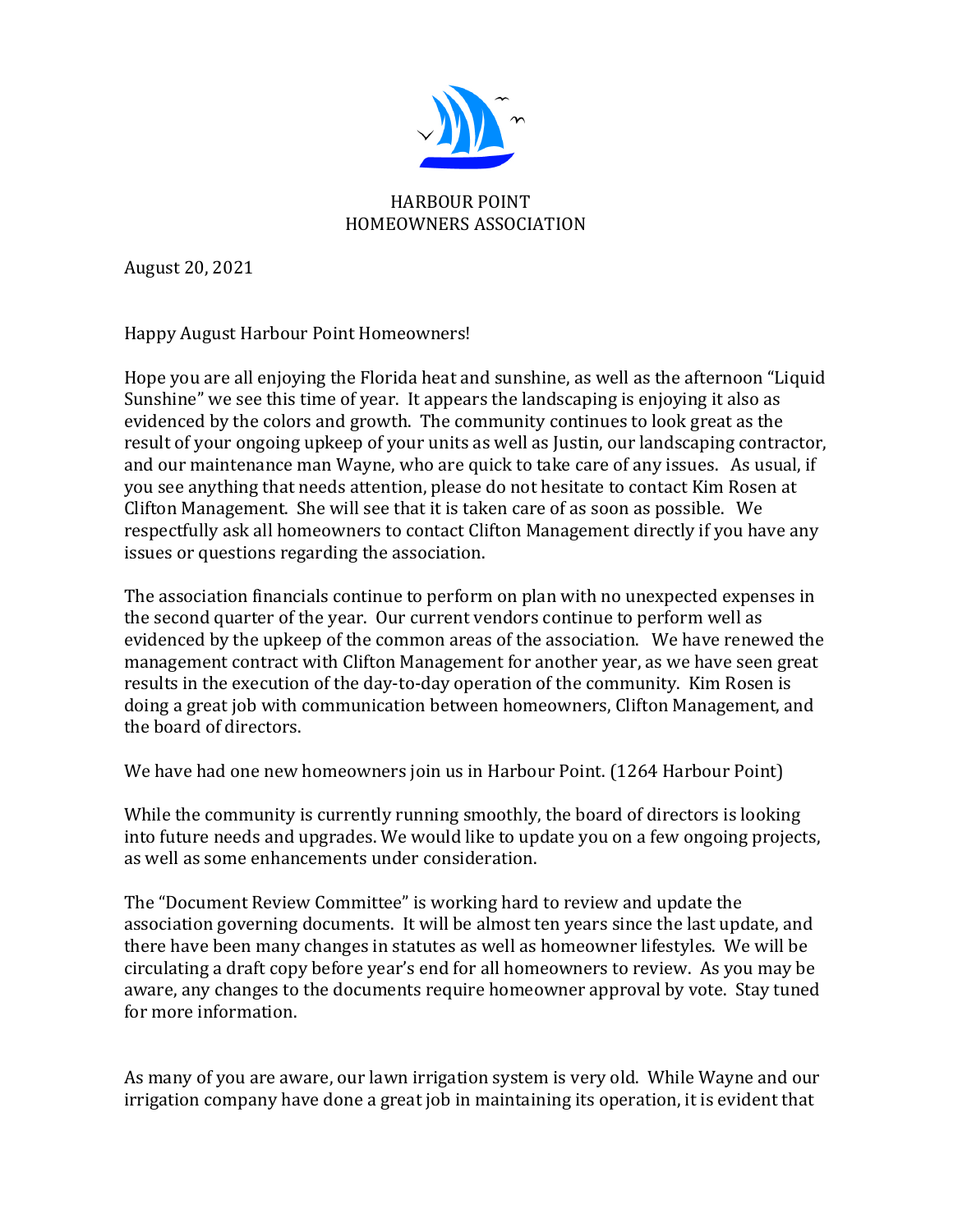# HARBOUR POINT
# HOMEOWNERS ASSOCIATION

August 20, 2021

Happy August Harbour Point Homeowners!

Hope you are all enjoying the Florida heat and sunshine, as well as the afternoon "Liquid Sunshine" we see this time of year. It appears the landscaping is enjoying it also as evidenced by the colors and growth. The community continues to look great as the result of your ongoing upkeep of your units as well as Justin, our landscaping contractor, and our maintenance man Wayne, who are quick to take care of any issues. As usual, if you see anything that needs attention, please do not hesitate to contact Kim Rosen at Clifton Management. She will see that it is taken care of as soon as possible. We respectfully ask all homeowners to contact Clifton Management directly if you have any issues or questions regarding the association.

The association financials continue to perform on plan with no unexpected expenses in the second quarter of the year. Our current vendors continue to perform well as evidenced by the upkeep of the common areas of the association. We have renewed the management contract with Clifton Management for another year, as we have seen great results in the execution of the day-to-day operation of the community. Kim Rosen is doing a great job with communication between homeowners, Clifton Management, and the board of directors.

We have had one new homeowners join us in Harbour Point. (1264 Harbour Point)

While the community is currently running smoothly, the board of directors is looking into future needs and upgrades. We would like to update you on a few ongoing projects, as well as some enhancements under consideration.

The "Document Review Committee" is working hard to review and update the association governing documents. It will be almost ten years since the last update, and there have been many changes in statutes as well as homeowner lifestyles. We will be circulating a draft copy before year's end for all homeowners to review. As you may be aware, any changes to the documents require homeowner approval by vote. Stay tuned for more information.

As many of you are aware, our lawn irrigation system is very old. While Wayne and our irrigation company have done a great job in maintaining its operation, it is evident that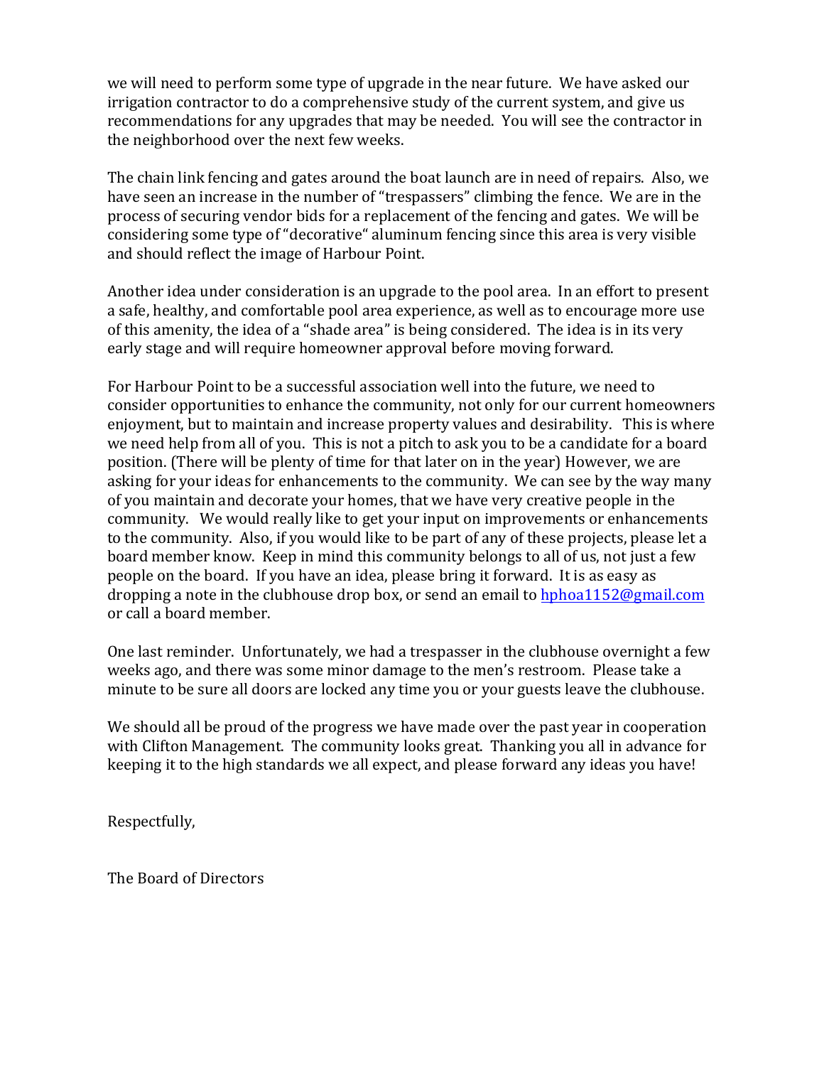we will need to perform some type of upgrade in the near future. We have asked our irrigation contractor to do a comprehensive study of the current system, and give us recommendations for any upgrades that may be needed. You will see the contractor in the neighborhood over the next few weeks.

The chain link fencing and gates around the boat launch are in need of repairs. Also, we have seen an increase in the number of "trespassers" climbing the fence. We are in the process of securing vendor bids for a replacement of the fencing and gates. We will be considering some type of "decorative" aluminum fencing since this area is very visible and should reflect the image of Harbour Point.

Another idea under consideration is an upgrade to the pool area. In an effort to present a safe, healthy, and comfortable pool area experience, as well as to encourage more use of this amenity, the idea of a "shade area" is being considered. The idea is in its very early stage and will require homeowner approval before moving forward.

For Harbour Point to be a successful association well into the future, we need to consider opportunities to enhance the community, not only for our current homeowners enjoyment, but to maintain and increase property values and desirability. This is where we need help from all of you. This is not a pitch to ask you to be a candidate for a board position. (There will be plenty of time for that later on in the year) However, we are asking for your ideas for enhancements to the community. We can see by the way many of you maintain and decorate your homes, that we have very creative people in the community. We would really like to get your input on improvements or enhancements to the community. Also, if you would like to be part of any of these projects, please let a board member know. Keep in mind this community belongs to all of us, not just a few people on the board. If you have an idea, please bring it forward. It is as easy as dropping a note in the clubhouse drop box, or send an email to hphoa1152@gmail.com or call a board member.

One last reminder. Unfortunately, we had a trespasser in the clubhouse overnight a few weeks ago, and there was some minor damage to the men's restroom. Please take a minute to be sure all doors are locked any time you or your guests leave the clubhouse.

We should all be proud of the progress we have made over the past year in cooperation with Clifton Management. The community looks great. Thanking you all in advance for keeping it to the high standards we all expect, and please forward any ideas you have!

Respectfully,

The Board of Directors